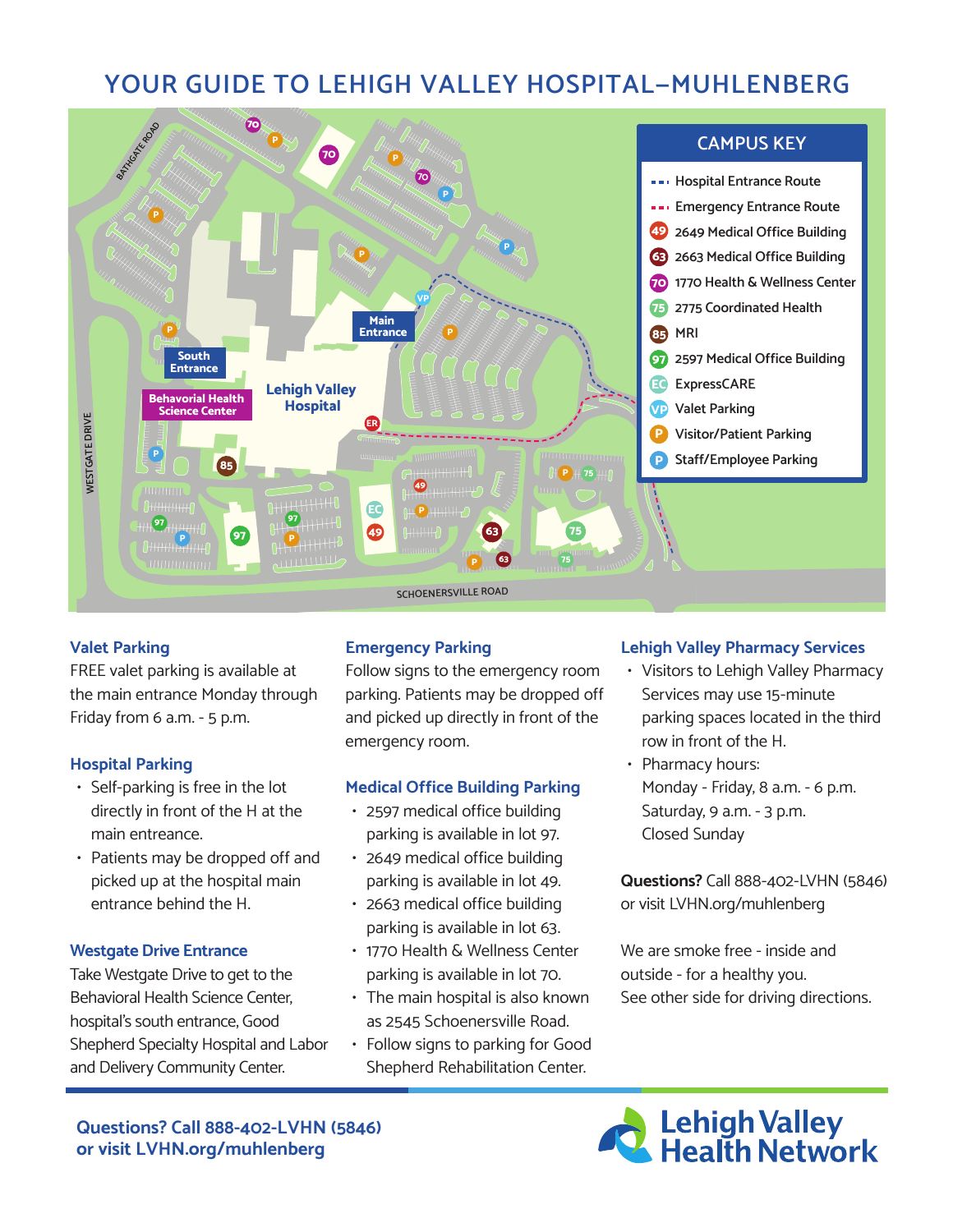# YOUR GUIDE TO LEHIGH VALLEY HOSPITAL–MUHLENBERG

## CAMPUS KEY

- Hospital Entrance Route
- Emergency Entrance Route
- 49 2649 Medical Office Building
- 63 2663 Medical Office Building
- 70 1770 Health & Wellness Center
- 75 2775 Coordinated Health
- 85 MRI
- 97 2597 Medical Office Building
- EC ExpressCARE
- VP Valet Parking
- P Visitor/Patient Parking
- P Staff/Employee Parking

BATHGATE ROAD

WESTGATE DRIVE

SCHOENERSVILLE ROAD

Main Entrance

South Entrance

Behavioral Health Science Center

Lehigh Valley Hospital

ER

### Valet Parking

FREE valet parking is available at the main entrance Monday through Friday from 6 a.m. - 5 p.m.

### Hospital Parking

- Self-parking is free in the lot directly in front of the H at the main entreance.
- Patients may be dropped off and picked up at the hospital main entrance behind the H.

### Westgate Drive Entrance

Take Westgate Drive to get to the Behavioral Health Science Center, hospital's south entrance, Good Shepherd Specialty Hospital and Labor and Delivery Community Center.

### Emergency Parking

Follow signs to the emergency room parking. Patients may be dropped off and picked up directly in front of the emergency room.

### Medical Office Building Parking

- 2597 medical office building parking is available in lot 97.
- 2649 medical office building parking is available in lot 49.
- 2663 medical office building parking is available in lot 63.
- 1770 Health & Wellness Center parking is available in lot 70.
- The main hospital is also known as 2545 Schoenersville Road.
- Follow signs to parking for Good Shepherd Rehabilitation Center.

### Lehigh Valley Pharmacy Services

- Visitors to Lehigh Valley Pharmacy Services may use 15-minute parking spaces located in the third row in front of the H.
- Pharmacy hours:
  Monday - Friday, 8 a.m. - 6 p.m.
  Saturday, 9 a.m. - 3 p.m.
  Closed Sunday

**Questions?** Call 888-402-LVHN (5846) or visit LVHN.org/muhlenberg

We are smoke free - inside and outside - for a healthy you.
See other side for driving directions.

**Questions? Call 888-402-LVHN (5846) or visit LVHN.org/muhlenberg**

Lehigh Valley Health Network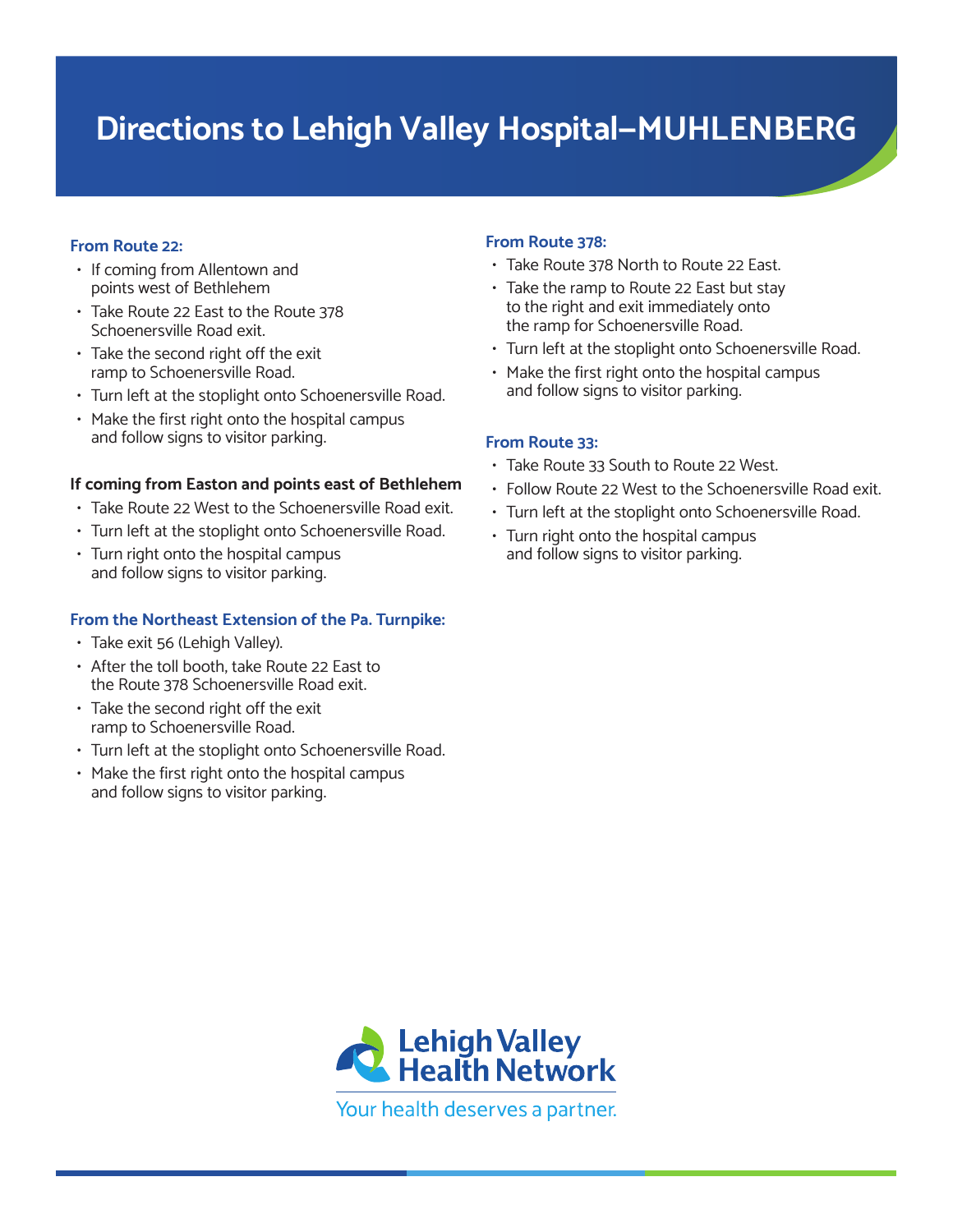# Directions to Lehigh Valley Hospital–MUHLENBERG

### From Route 22:

- If coming from Allentown and points west of Bethlehem
- Take Route 22 East to the Route 378 Schoenersville Road exit.
- Take the second right off the exit ramp to Schoenersville Road.
- Turn left at the stoplight onto Schoenersville Road.
- Make the first right onto the hospital campus and follow signs to visitor parking.

**If coming from Easton and points east of Bethlehem**

- Take Route 22 West to the Schoenersville Road exit.
- Turn left at the stoplight onto Schoenersville Road.
- Turn right onto the hospital campus and follow signs to visitor parking.

### From the Northeast Extension of the Pa. Turnpike:

- Take exit 56 (Lehigh Valley).
- After the toll booth, take Route 22 East to the Route 378 Schoenersville Road exit.
- Take the second right off the exit ramp to Schoenersville Road.
- Turn left at the stoplight onto Schoenersville Road.
- Make the first right onto the hospital campus and follow signs to visitor parking.

### From Route 378:

- Take Route 378 North to Route 22 East.
- Take the ramp to Route 22 East but stay to the right and exit immediately onto the ramp for Schoenersville Road.
- Turn left at the stoplight onto Schoenersville Road.
- Make the first right onto the hospital campus and follow signs to visitor parking.

### From Route 33:

- Take Route 33 South to Route 22 West.
- Follow Route 22 West to the Schoenersville Road exit.
- Turn left at the stoplight onto Schoenersville Road.
- Turn right onto the hospital campus and follow signs to visitor parking.

Lehigh Valley Health Network

Your health deserves a partner.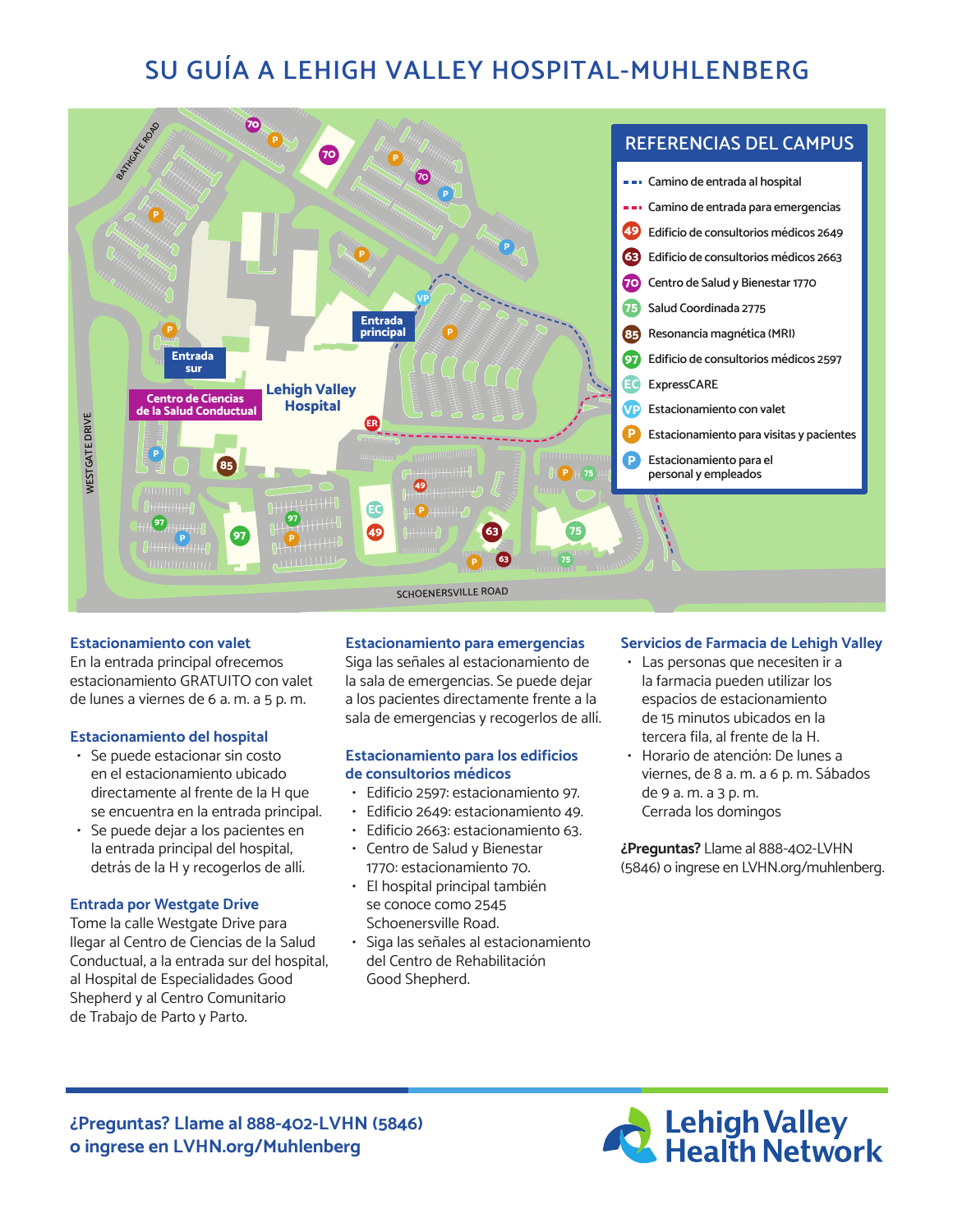# SU GUÍA A LEHIGH VALLEY HOSPITAL-MUHLENBERG

## REFERENCIAS DEL CAMPUS

- Camino de entrada al hospital
- Camino de entrada para emergencias
- 49 Edificio de consultorios médicos 2649
- 63 Edificio de consultorios médicos 2663
- 70 Centro de Salud y Bienestar 1770
- 75 Salud Coordinada 2775
- 85 Resonancia magnética (MRI)
- 97 Edificio de consultorios médicos 2597
- EC ExpressCARE
- VP Estacionamiento con valet
- P Estacionamiento para visitas y pacientes
- P Estacionamiento para el personal y empleados

BATHGATE ROAD · WESTGATE DRIVE · SCHOENERSVILLE ROAD · Entrada principal · Entrada sur · Centro de Ciencias de la Salud Conductual · Lehigh Valley Hospital · ER

### Estacionamiento con valet

En la entrada principal ofrecemos estacionamiento GRATUITO con valet de lunes a viernes de 6 a. m. a 5 p. m.

### Estacionamiento del hospital

- Se puede estacionar sin costo en el estacionamiento ubicado directamente al frente de la H que se encuentra en la entrada principal.
- Se puede dejar a los pacientes en la entrada principal del hospital, detrás de la H y recogerlos de allí.

### Entrada por Westgate Drive

Tome la calle Westgate Drive para llegar al Centro de Ciencias de la Salud Conductual, a la entrada sur del hospital, al Hospital de Especialidades Good Shepherd y al Centro Comunitario de Trabajo de Parto y Parto.

### Estacionamiento para emergencias

Siga las señales al estacionamiento de la sala de emergencias. Se puede dejar a los pacientes directamente frente a la sala de emergencias y recogerlos de allí.

### Estacionamiento para los edificios de consultorios médicos

- Edificio 2597: estacionamiento 97.
- Edificio 2649: estacionamiento 49.
- Edificio 2663: estacionamiento 63.
- Centro de Salud y Bienestar 1770: estacionamiento 70.
- El hospital principal también se conoce como 2545 Schoenersville Road.
- Siga las señales al estacionamiento del Centro de Rehabilitación Good Shepherd.

### Servicios de Farmacia de Lehigh Valley

- Las personas que necesiten ir a la farmacia pueden utilizar los espacios de estacionamiento de 15 minutos ubicados en la tercera fila, al frente de la H.
- Horario de atención: De lunes a viernes, de 8 a. m. a 6 p. m. Sábados de 9 a. m. a 3 p. m. Cerrada los domingos

**¿Preguntas?** Llame al 888-402-LVHN (5846) o ingrese en LVHN.org/muhlenberg.

**¿Preguntas? Llame al 888-402-LVHN (5846) o ingrese en LVHN.org/Muhlenberg**

Lehigh Valley Health Network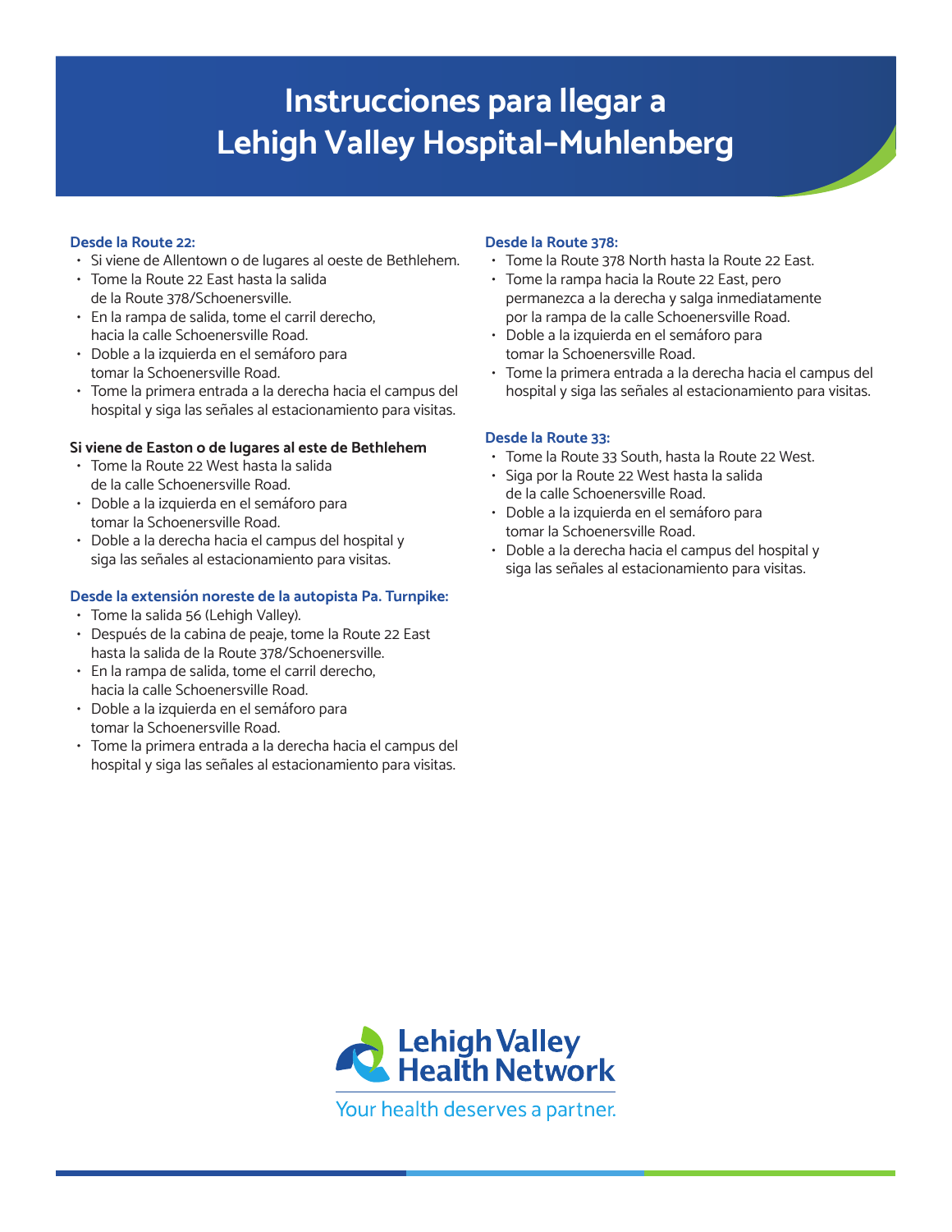# Instrucciones para llegar a Lehigh Valley Hospital–Muhlenberg

### Desde la Route 22:

- Si viene de Allentown o de lugares al oeste de Bethlehem.
- Tome la Route 22 East hasta la salida de la Route 378/Schoenersville.
- En la rampa de salida, tome el carril derecho, hacia la calle Schoenersville Road.
- Doble a la izquierda en el semáforo para tomar la Schoenersville Road.
- Tome la primera entrada a la derecha hacia el campus del hospital y siga las señales al estacionamiento para visitas.

**Si viene de Easton o de lugares al este de Bethlehem**

- Tome la Route 22 West hasta la salida de la calle Schoenersville Road.
- Doble a la izquierda en el semáforo para tomar la Schoenersville Road.
- Doble a la derecha hacia el campus del hospital y siga las señales al estacionamiento para visitas.

### Desde la extensión noreste de la autopista Pa. Turnpike:

- Tome la salida 56 (Lehigh Valley).
- Después de la cabina de peaje, tome la Route 22 East hasta la salida de la Route 378/Schoenersville.
- En la rampa de salida, tome el carril derecho, hacia la calle Schoenersville Road.
- Doble a la izquierda en el semáforo para tomar la Schoenersville Road.
- Tome la primera entrada a la derecha hacia el campus del hospital y siga las señales al estacionamiento para visitas.

### Desde la Route 378:

- Tome la Route 378 North hasta la Route 22 East.
- Tome la rampa hacia la Route 22 East, pero permanezca a la derecha y salga inmediatamente por la rampa de la calle Schoenersville Road.
- Doble a la izquierda en el semáforo para tomar la Schoenersville Road.
- Tome la primera entrada a la derecha hacia el campus del hospital y siga las señales al estacionamiento para visitas.

### Desde la Route 33:

- Tome la Route 33 South, hasta la Route 22 West.
- Siga por la Route 22 West hasta la salida de la calle Schoenersville Road.
- Doble a la izquierda en el semáforo para tomar la Schoenersville Road.
- Doble a la derecha hacia el campus del hospital y siga las señales al estacionamiento para visitas.

Lehigh Valley Health Network

Your health deserves a partner.